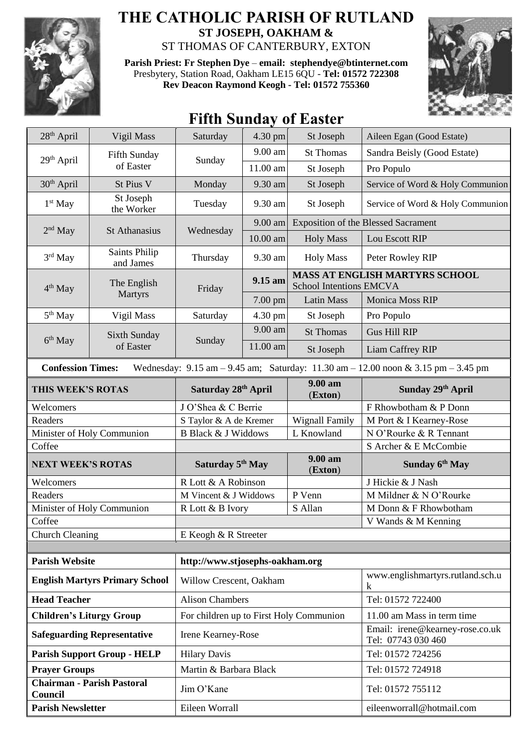# THE CATHOLIC PARISH OF RUTLAND

**ST JOSEPH, OAKHAM &**

ST THOMAS OF CANTERBURY, EXTON

**Parish Priest: Fr Stephen Dye** – **email: stephendye@btinternet.com**

Presbytery, Station Road, Oakham LE15 6QU - **Tel: 01572 722308**

**Rev Deacon Raymond Keogh - Tel: 01572 755360**

## Fifth Sunday of Easter

| | | | | | |
|---|---|---|---|---|---|
| 28th April | Vigil Mass | Saturday | 4.30 pm | St Joseph | Aileen Egan (Good Estate) |
| 29th April | Fifth Sunday of Easter | Sunday | 9.00 am | St Thomas | Sandra Beisly (Good Estate) |
| | | | 11.00 am | St Joseph | Pro Populo |
| 30th April | St Pius V | Monday | 9.30 am | St Joseph | Service of Word & Holy Communion |
| 1st May | St Joseph the Worker | Tuesday | 9.30 am | St Joseph | Service of Word & Holy Communion |
| 2nd May | St Athanasius | Wednesday | 9.00 am | Exposition of the Blessed Sacrament | |
| | | | 10.00 am | Holy Mass | Lou Escott RIP |
| 3rd May | Saints Philip and James | Thursday | 9.30 am | Holy Mass | Peter Rowley RIP |
| 4th May | The English Martyrs | Friday | **9.15 am** | **MASS AT ENGLISH MARTYRS SCHOOL** School Intentions EMCVA | |
| | | | 7.00 pm | Latin Mass | Monica Moss RIP |
| 5th May | Vigil Mass | Saturday | 4.30 pm | St Joseph | Pro Populo |
| 6th May | Sixth Sunday of Easter | Sunday | 9.00 am | St Thomas | Gus Hill RIP |
| | | | 11.00 am | St Joseph | Liam Caffrey RIP |

**Confession Times:** Wednesday: 9.15 am – 9.45 am; Saturday: 11.30 am – 12.00 noon & 3.15 pm – 3.45 pm

| **THIS WEEK'S ROTAS** | **Saturday 28th April** | **9.00 am (Exton)** | **Sunday 29th April** |
|---|---|---|---|
| Welcomers | J O'Shea & C Berrie | | F Rhowbotham & P Donn |
| Readers | S Taylor & A de Kremer | Wignall Family | M Port & I Kearney-Rose |
| Minister of Holy Communion | B Black & J Widdows | L Knowland | N O'Rourke & R Tennant |
| Coffee | | | S Archer & E McCombie |
| **NEXT WEEK'S ROTAS** | **Saturday 5th May** | **9.00 am (Exton)** | **Sunday 6th May** |
| Welcomers | R Lott & A Robinson | | J Hickie & J Nash |
| Readers | M Vincent & J Widdows | P Venn | M Mildner & N O'Rourke |
| Minister of Holy Communion | R Lott & B Ivory | S Allan | M Donn & F Rhowbotham |
| Coffee | | | V Wands & M Kenning |
| Church Cleaning | E Keogh & R Streeter | | |

| | | |
|---|---|---|
| **Parish Website** | http://www.stjosephs-oakham.org | |
| **English Martyrs Primary School** | Willow Crescent, Oakham | www.englishmartyrs.rutland.sch.uk |
| **Head Teacher** | Alison Chambers | Tel: 01572 722400 |
| **Children's Liturgy Group** | For children up to First Holy Communion | 11.00 am Mass in term time |
| **Safeguarding Representative** | Irene Kearney-Rose | Email: irene@kearney-rose.co.uk Tel: 07743 030 460 |
| **Parish Support Group - HELP** | Hilary Davis | Tel: 01572 724256 |
| **Prayer Groups** | Martin & Barbara Black | Tel: 01572 724918 |
| **Chairman - Parish Pastoral Council** | Jim O'Kane | Tel: 01572 755112 |
| **Parish Newsletter** | Eileen Worrall | eileenworrall@hotmail.com |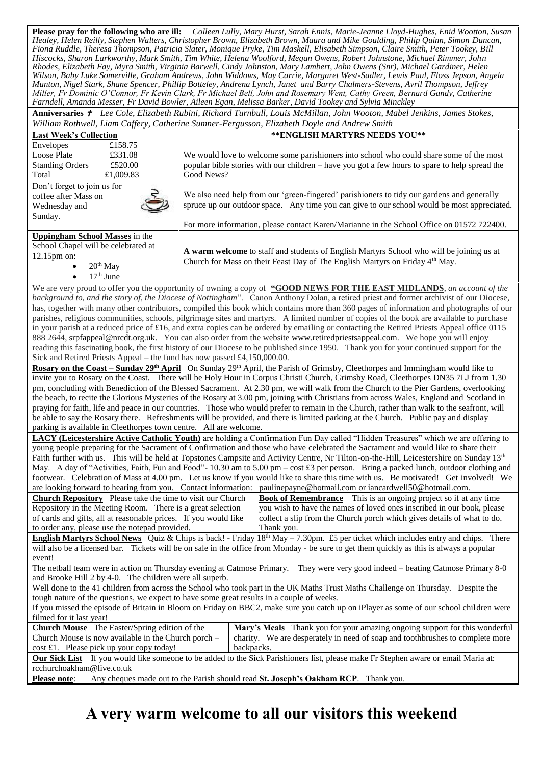**Please pray for the following who are ill:** *Colleen Lully, Mary Hurst, Sarah Ennis, Marie-Jeanne Lloyd-Hughes, Enid Wootton, Susan Healey, Helen Reilly, Stephen Walters, Christopher Brown, Elizabeth Brown, Maura and Mike Goulding, Philip Quinn, Simon Duncan, Fiona Ruddle, Theresa Thompson, Patricia Slater, Monique Pryke, Tim Maskell, Elisabeth Simpson, Claire Smith, Peter Tookey, Bill Hiscocks, Sharon Larkworthy, Mark Smith, Tim White, Helena Woolford, Megan Owens, Robert Johnstone, Michael Rimmer, John Rhodes, Elizabeth Fay, Myra Smith, Virginia Barwell, Cindy Johnston, Mary Lambert, John Owens (Snr), Michael Gardiner, Helen Wilson, Baby Luke Somerville, Graham Andrews, John Widdows, May Carrie, Margaret West-Sadler, Lewis Paul, Floss Jepson, Angela Munton, Nigel Stark, Shane Spencer, Phillip Botteley, Andrena Lynch, Janet and Barry Chalmers-Stevens, Avril Thompson, Jeffrey Miller, Fr Dominic O'Connor, Fr Kevin Clark, Fr Michael Bell, John and Rosemary Went, Cathy Green, Bernard Gandy, Catherine Farndell, Amanda Messer, Fr David Bowler, Aileen Egan, Melissa Barker, David Tookey and Sylvia Minckley*

**Anniversaries** ✝ *Lee Cole, Elizabeth Rubini, Richard Turnbull, Louis McMillan, John Wooton, Mabel Jenkins, James Stokes, William Rothwell, Liam Caffery, Catherine Sumner-Fergusson, Elizabeth Doyle and Andrew Smith*

**Last Week's Collection**

| | |
|---|---|
| Envelopes | £158.75 |
| Loose Plate | £331.08 |
| Standing Orders | £520.00 |
| Total | £1,009.83 |

Don't forget to join us for coffee after Mass on Wednesday and Sunday.

**Uppingham School Masses** in the School Chapel will be celebrated at 12.15pm on:

- 20th May
- 17th June

**\*\*ENGLISH MARTYRS NEEDS YOU\*\***

We would love to welcome some parishioners into school who could share some of the most popular bible stories with our children – have you got a few hours to spare to help spread the Good News?

We also need help from our 'green-fingered' parishioners to tidy our gardens and generally spruce up our outdoor space. Any time you can give to our school would be most appreciated.

For more information, please contact Karen/Marianne in the School Office on 01572 722400.

**A warm welcome** to staff and students of English Martyrs School who will be joining us at Church for Mass on their Feast Day of The English Martyrs on Friday 4th May.

We are very proud to offer you the opportunity of owning a copy of **"GOOD NEWS FOR THE EAST MIDLANDS**, *an account of the background to, and the story of, the Diocese of Nottingham*". Canon Anthony Dolan, a retired priest and former archivist of our Diocese, has, together with many other contributors, compiled this book which contains more than 360 pages of information and photographs of our parishes, religious communities, schools, pilgrimage sites and martyrs. A limited number of copies of the book are available to purchase in your parish at a reduced price of £16, and extra copies can be ordered by emailing or contacting the Retired Priests Appeal office 0115 888 2644, srpfappeal@nrcdt.org.uk. You can also order from the website www.retiredpriestsappeal.com. We hope you will enjoy reading this fascinating book, the first history of our Diocese to be published since 1950. Thank you for your continued support for the Sick and Retired Priests Appeal – the fund has now passed £4,150,000.00.

**Rosary on the Coast – Sunday 29th April** On Sunday 29th April, the Parish of Grimsby, Cleethorpes and Immingham would like to invite you to Rosary on the Coast. There will be Holy Hour in Corpus Christi Church, Grimsby Road, Cleethorpes DN35 7LJ from 1.30 pm, concluding with Benediction of the Blessed Sacrament. At 2.30 pm, we will walk from the Church to the Pier Gardens, overlooking the beach, to recite the Glorious Mysteries of the Rosary at 3.00 pm, joining with Christians from across Wales, England and Scotland in praying for faith, life and peace in our countries. Those who would prefer to remain in the Church, rather than walk to the seafront, will be able to say the Rosary there. Refreshments will be provided, and there is limited parking at the Church. Public pay and display parking is available in Cleethorpes town centre. All are welcome.

**LACY (Leicestershire Active Catholic Youth)** are holding a Confirmation Fun Day called "Hidden Treasures" which we are offering to young people preparing for the Sacrament of Confirmation and those who have celebrated the Sacrament and would like to share their Faith further with us. This will be held at Topstones Campsite and Activity Centre, Nr Tilton-on-the-Hill, Leicestershire on Sunday 13th May. A day of "Activities, Faith, Fun and Food"- 10.30 am to 5.00 pm – cost £3 per person. Bring a packed lunch, outdoor clothing and footwear. Celebration of Mass at 4.00 pm. Let us know if you would like to share this time with us. Be motivated! Get involved! We are looking forward to hearing from you. Contact information: paulinepayne@hotmail.com or iancardwell50@hotmail.com.

**Church Repository** Please take the time to visit our Church Repository in the Meeting Room. There is a great selection of cards and gifts, all at reasonable prices. If you would like to order any, please use the notepad provided.

**Book of Remembrance** This is an ongoing project so if at any time you wish to have the names of loved ones inscribed in our book, please collect a slip from the Church porch which gives details of what to do. Thank you.

**English Martyrs School News** Quiz & Chips is back! - Friday 18th May – 7.30pm. £5 per ticket which includes entry and chips. There will also be a licensed bar. Tickets will be on sale in the office from Monday - be sure to get them quickly as this is always a popular event!

The netball team were in action on Thursday evening at Catmose Primary. They were very good indeed – beating Catmose Primary 8-0 and Brooke Hill 2 by 4-0. The children were all superb.

Well done to the 41 children from across the School who took part in the UK Maths Trust Maths Challenge on Thursday. Despite the tough nature of the questions, we expect to have some great results in a couple of weeks.

If you missed the episode of Britain in Bloom on Friday on BBC2, make sure you catch up on iPlayer as some of our school children were filmed for it last year!

**Church Mouse** The Easter/Spring edition of the Church Mouse is now available in the Church porch – cost £1. Please pick up your copy today!

**Mary's Meals** Thank you for your amazing ongoing support for this wonderful charity. We are desperately in need of soap and toothbrushes to complete more backpacks.

**Our Sick List** If you would like someone to be added to the Sick Parishioners list, please make Fr Stephen aware or email Maria at: rcchurchoakham@live.co.uk

**Please note**: Any cheques made out to the Parish should read **St. Joseph's Oakham RCP**. Thank you.

# A very warm welcome to all our visitors this weekend